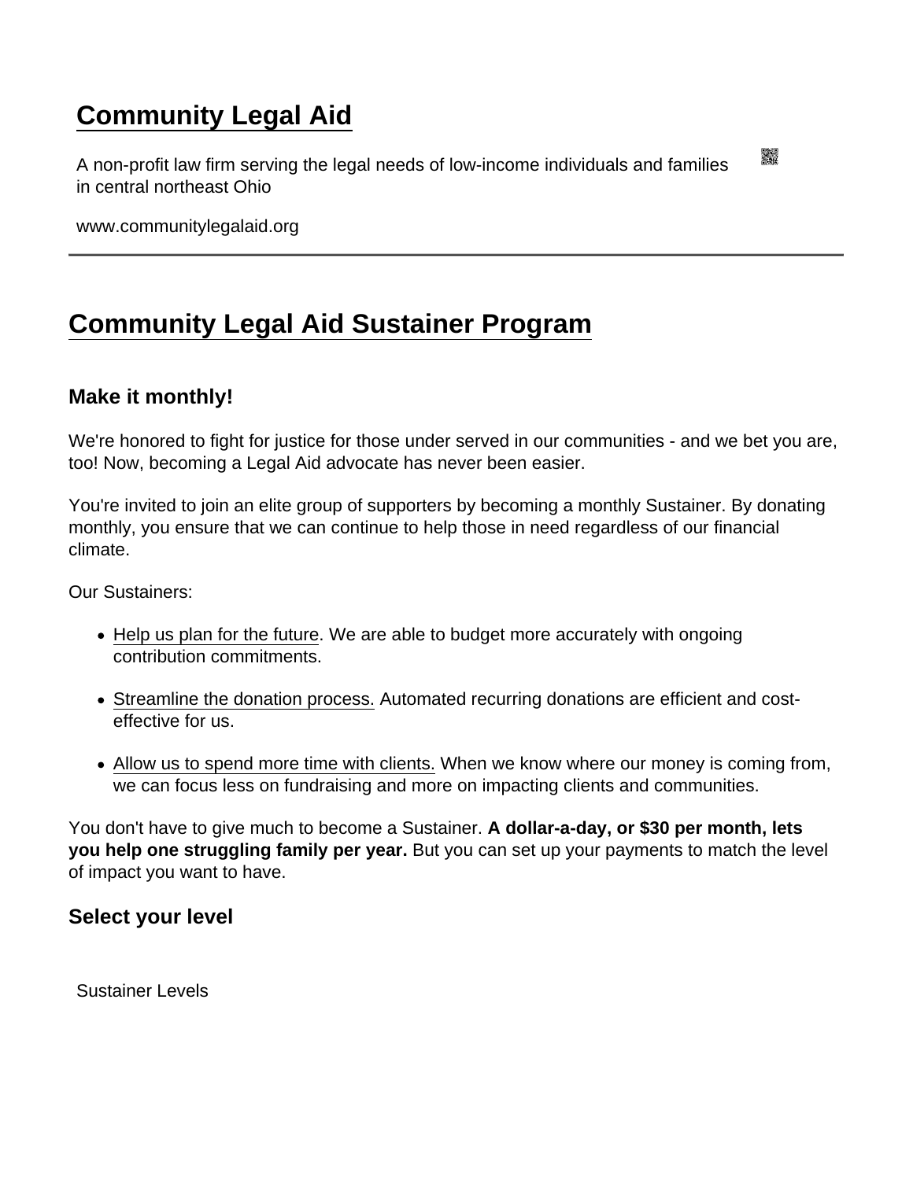# Community Legal Aid

A non-profit law firm serving the legal needs of low-income individuals and families in central northeast Ohio

www.communitylegalaid.org

---

# Community Legal Aid Sustainer Program

### Make it monthly!

We're honored to fight for justice for those under served in our communities - and we bet you are, too! Now, becoming a Legal Aid advocate has never been easier.

You're invited to join an elite group of supporters by becoming a monthly Sustainer. By donating monthly, you ensure that we can continue to help those in need regardless of our financial climate.

Our Sustainers:

- Help us plan for the future. We are able to budget more accurately with ongoing contribution commitments.
- Streamline the donation process. Automated recurring donations are efficient and cost-effective for us.
- Allow us to spend more time with clients. When we know where our money is coming from, we can focus less on fundraising and more on impacting clients and communities.

You don't have to give much to become a Sustainer. **A dollar-a-day, or $30 per month, lets you help one struggling family per year.** But you can set up your payments to match the level of impact you want to have.

### Select your level

Sustainer Levels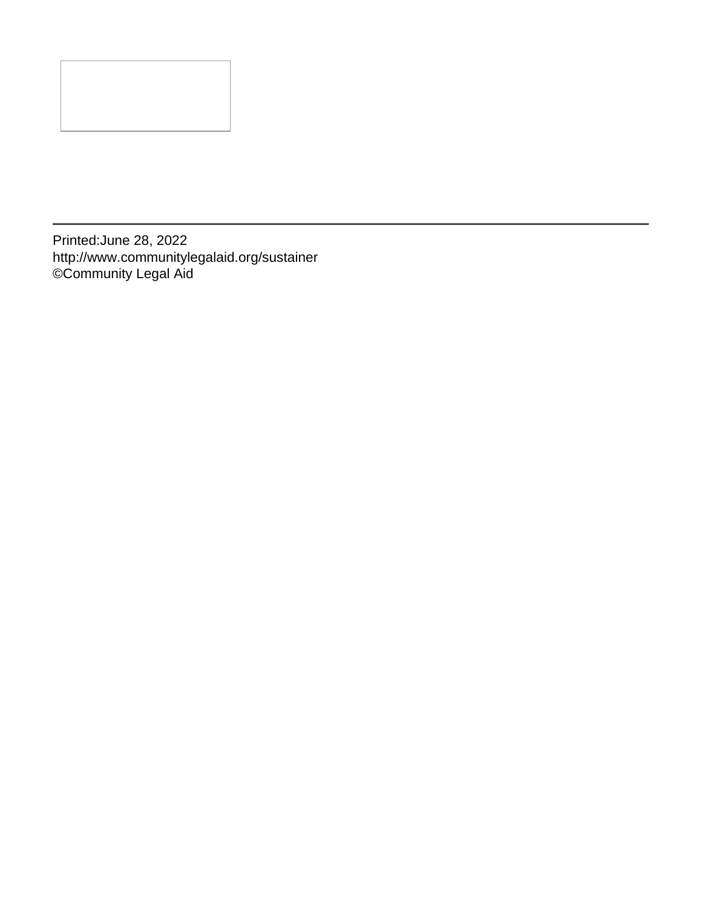---

Printed:June 28, 2022
http://www.communitylegalaid.org/sustainer
©Community Legal Aid